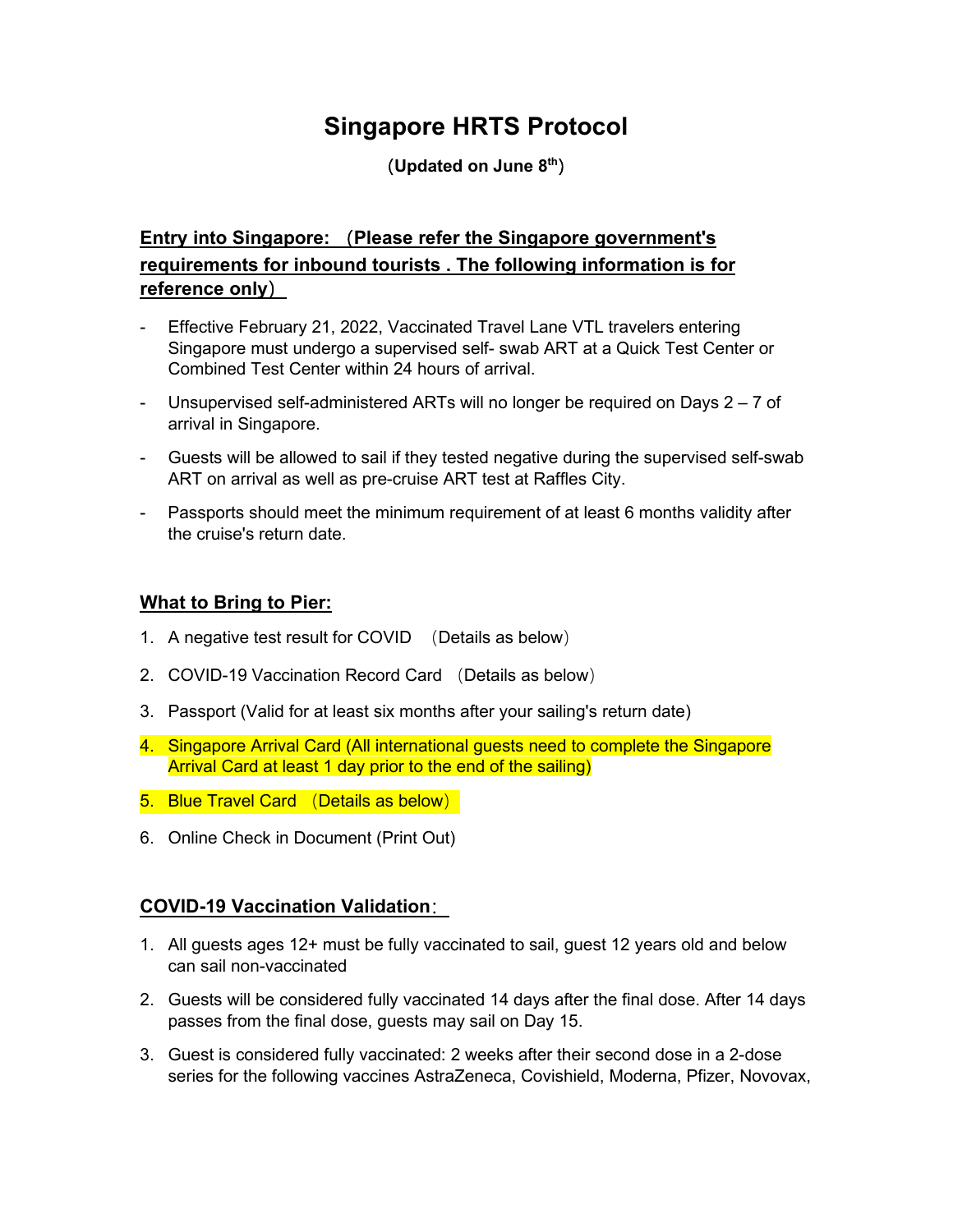# Singapore HRTS Protocol

**(Updated on June 8th)**

## Entry into Singapore: （Please refer the Singapore government's requirements for inbound tourists . The following information is for reference only）

- Effective February 21, 2022, Vaccinated Travel Lane VTL travelers entering Singapore must undergo a supervised self- swab ART at a Quick Test Center or Combined Test Center within 24 hours of arrival.
- Unsupervised self-administered ARTs will no longer be required on Days 2 – 7 of arrival in Singapore.
- Guests will be allowed to sail if they tested negative during the supervised self-swab ART on arrival as well as pre-cruise ART test at Raffles City.
- Passports should meet the minimum requirement of at least 6 months validity after the cruise's return date.

## What to Bring to Pier:

1. A negative test result for COVID （Details as below）
2. COVID-19 Vaccination Record Card （Details as below）
3. Passport (Valid for at least six months after your sailing's return date)
4. Singapore Arrival Card (All international guests need to complete the Singapore Arrival Card at least 1 day prior to the end of the sailing)
5. Blue Travel Card （Details as below）
6. Online Check in Document (Print Out)

## COVID-19 Vaccination Validation：

1. All guests ages 12+ must be fully vaccinated to sail, guest 12 years old and below can sail non-vaccinated
2. Guests will be considered fully vaccinated 14 days after the final dose. After 14 days passes from the final dose, guests may sail on Day 15.
3. Guest is considered fully vaccinated: 2 weeks after their second dose in a 2-dose series for the following vaccines AstraZeneca, Covishield, Moderna, Pfizer, Novovax,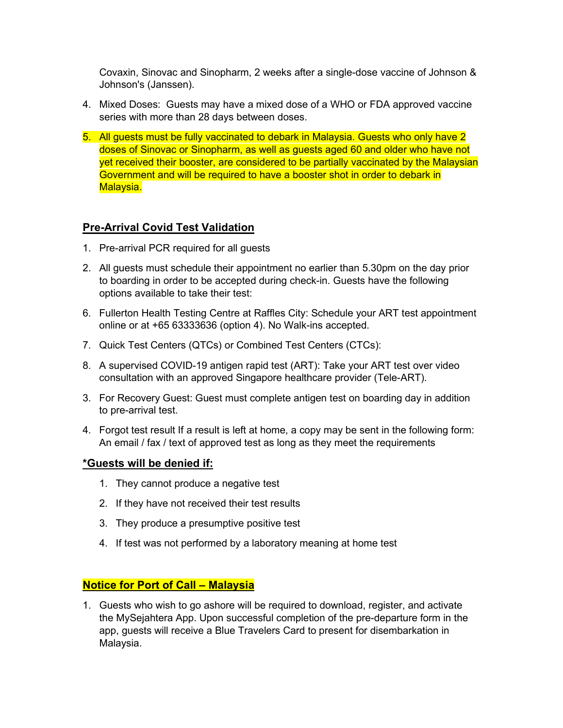Covaxin, Sinovac and Sinopharm, 2 weeks after a single-dose vaccine of Johnson & Johnson's (Janssen).

4. Mixed Doses: Guests may have a mixed dose of a WHO or FDA approved vaccine series with more than 28 days between doses.

5. All guests must be fully vaccinated to debark in Malaysia. Guests who only have 2 doses of Sinovac or Sinopharm, as well as guests aged 60 and older who have not yet received their booster, are considered to be partially vaccinated by the Malaysian Government and will be required to have a booster shot in order to debark in Malaysia.

## **Pre-Arrival Covid Test Validation**

1. Pre-arrival PCR required for all guests

2. All guests must schedule their appointment no earlier than 5.30pm on the day prior to boarding in order to be accepted during check-in. Guests have the following options available to take their test:

6. Fullerton Health Testing Centre at Raffles City: Schedule your ART test appointment online or at +65 63333636 (option 4). No Walk-ins accepted.

7. Quick Test Centers (QTCs) or Combined Test Centers (CTCs):

8. A supervised COVID-19 antigen rapid test (ART): Take your ART test over video consultation with an approved Singapore healthcare provider (Tele-ART).

3. For Recovery Guest: Guest must complete antigen test on boarding day in addition to pre-arrival test.

4. Forgot test result If a result is left at home, a copy may be sent in the following form: An email / fax / text of approved test as long as they meet the requirements

## **\*Guests will be denied if:**

1. They cannot produce a negative test
2. If they have not received their test results
3. They produce a presumptive positive test
4. If test was not performed by a laboratory meaning at home test

## **Notice for Port of Call – Malaysia**

1. Guests who wish to go ashore will be required to download, register, and activate the MySejahtera App. Upon successful completion of the pre-departure form in the app, guests will receive a Blue Travelers Card to present for disembarkation in Malaysia.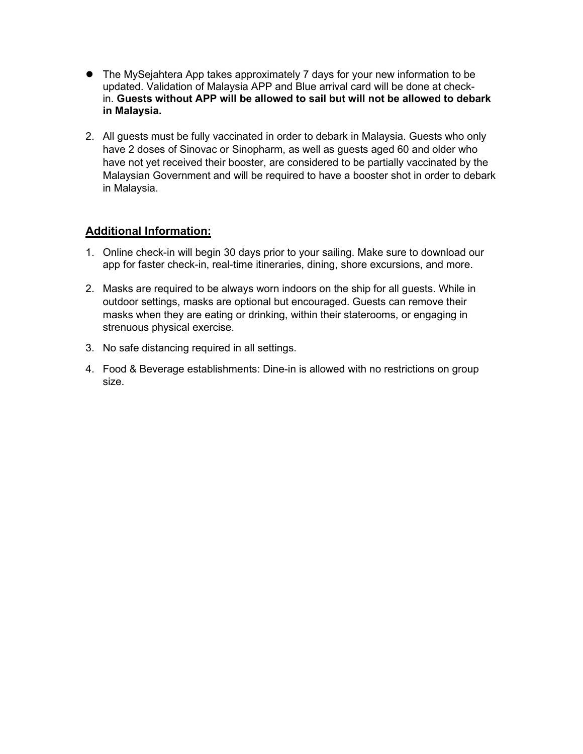- The MySejahtera App takes approximately 7 days for your new information to be updated. Validation of Malaysia APP and Blue arrival card will be done at check-in. **Guests without APP will be allowed to sail but will not be allowed to debark in Malaysia.**

2. All guests must be fully vaccinated in order to debark in Malaysia. Guests who only have 2 doses of Sinovac or Sinopharm, as well as guests aged 60 and older who have not yet received their booster, are considered to be partially vaccinated by the Malaysian Government and will be required to have a booster shot in order to debark in Malaysia.

## Additional Information:

1. Online check-in will begin 30 days prior to your sailing. Make sure to download our app for faster check-in, real-time itineraries, dining, shore excursions, and more.
2. Masks are required to be always worn indoors on the ship for all guests. While in outdoor settings, masks are optional but encouraged. Guests can remove their masks when they are eating or drinking, within their staterooms, or engaging in strenuous physical exercise.
3. No safe distancing required in all settings.
4. Food & Beverage establishments: Dine-in is allowed with no restrictions on group size.